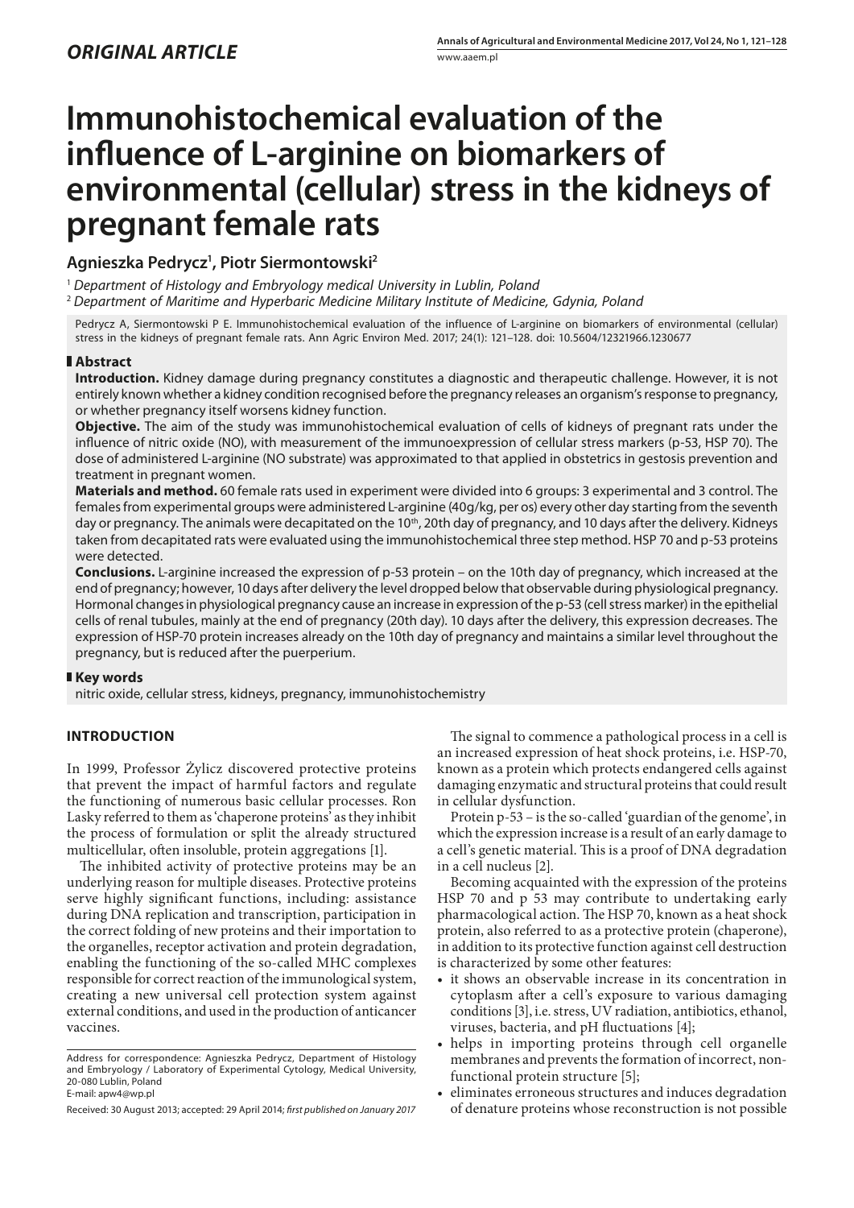*ORIGINAL ARTICLE*

# Immunohistochemical evaluation of the influence of L-arginine on biomarkers of environmental (cellular) stress in the kidneys of pregnant female rats

**Agnieszka Pedrycz[1], Piotr Siermontowski[2]**

[1] *Department of Histology and Embryology medical University in Lublin, Poland*
[2] *Department of Maritime and Hyperbaric Medicine Military Institute of Medicine, Gdynia, Poland*

Pedrycz A, Siermontowski P E. Immunohistochemical evaluation of the influence of L-arginine on biomarkers of environmental (cellular) stress in the kidneys of pregnant female rats. Ann Agric Environ Med. 2017; 24(1): 121–128. doi: 10.5604/12321966.1230677

## Abstract

**Introduction.** Kidney damage during pregnancy constitutes a diagnostic and therapeutic challenge. However, it is not entirely known whether a kidney condition recognised before the pregnancy releases an organism's response to pregnancy, or whether pregnancy itself worsens kidney function.

**Objective.** The aim of the study was immunohistochemical evaluation of cells of kidneys of pregnant rats under the influence of nitric oxide (NO), with measurement of the immunoexpression of cellular stress markers (p-53, HSP 70). The dose of administered L-arginine (NO substrate) was approximated to that applied in obstetrics in gestosis prevention and treatment in pregnant women.

**Materials and method.** 60 female rats used in experiment were divided into 6 groups: 3 experimental and 3 control. The females from experimental groups were administered L-arginine (40g/kg, per os) every other day starting from the seventh day or pregnancy. The animals were decapitated on the 10th, 20th day of pregnancy, and 10 days after the delivery. Kidneys taken from decapitated rats were evaluated using the immunohistochemical three step method. HSP 70 and p-53 proteins were detected.

**Conclusions.** L-arginine increased the expression of p-53 protein – on the 10th day of pregnancy, which increased at the end of pregnancy; however, 10 days after delivery the level dropped below that observable during physiological pregnancy. Hormonal changes in physiological pregnancy cause an increase in expression of the p-53 (cell stress marker) in the epithelial cells of renal tubules, mainly at the end of pregnancy (20th day). 10 days after the delivery, this expression decreases. The expression of HSP-70 protein increases already on the 10th day of pregnancy and maintains a similar level throughout the pregnancy, but is reduced after the puerperium.

## Key words

nitric oxide, cellular stress, kidneys, pregnancy, immunohistochemistry

## INTRODUCTION

In 1999, Professor Żylicz discovered protective proteins that prevent the impact of harmful factors and regulate the functioning of numerous basic cellular processes. Ron Lasky referred to them as 'chaperone proteins' as they inhibit the process of formulation or split the already structured multicellular, often insoluble, protein aggregations [1].

The inhibited activity of protective proteins may be an underlying reason for multiple diseases. Protective proteins serve highly significant functions, including: assistance during DNA replication and transcription, participation in the correct folding of new proteins and their importation to the organelles, receptor activation and protein degradation, enabling the functioning of the so-called MHC complexes responsible for correct reaction of the immunological system, creating a new universal cell protection system against external conditions, and used in the production of anticancer vaccines.

Address for correspondence: Agnieszka Pedrycz, Department of Histology and Embryology / Laboratory of Experimental Cytology, Medical University, 20-080 Lublin, Poland
E-mail: apw4@wp.pl

Received: 30 August 2013; accepted: 29 April 2014; *first published on January 2017*

The signal to commence a pathological process in a cell is an increased expression of heat shock proteins, i.e. HSP-70, known as a protein which protects endangered cells against damaging enzymatic and structural proteins that could result in cellular dysfunction.

Protein p-53 – is the so-called 'guardian of the genome', in which the expression increase is a result of an early damage to a cell's genetic material. This is a proof of DNA degradation in a cell nucleus [2].

Becoming acquainted with the expression of the proteins HSP 70 and p 53 may contribute to undertaking early pharmacological action. The HSP 70, known as a heat shock protein, also referred to as a protective protein (chaperone), in addition to its protective function against cell destruction is characterized by some other features:

- it shows an observable increase in its concentration in cytoplasm after a cell's exposure to various damaging conditions [3], i.e. stress, UV radiation, antibiotics, ethanol, viruses, bacteria, and pH fluctuations [4];
- helps in importing proteins through cell organelle membranes and prevents the formation of incorrect, non-functional protein structure [5];
- eliminates erroneous structures and induces degradation of denature proteins whose reconstruction is not possible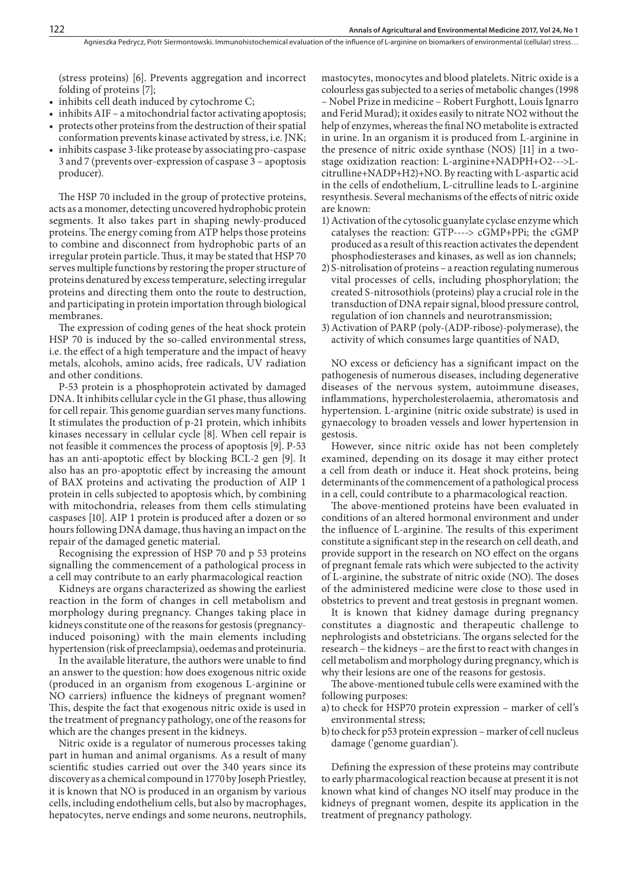(stress proteins) [6]. Prevents aggregation and incorrect folding of proteins [7];

- inhibits cell death induced by cytochrome C;
- inhibits AIF – a mitochondrial factor activating apoptosis;
- protects other proteins from the destruction of their spatial conformation prevents kinase activated by stress, i.e. JNK;
- inhibits caspase 3-like protease by associating pro-caspase 3 and 7 (prevents over-expression of caspase 3 – apoptosis producer).

The HSP 70 included in the group of protective proteins, acts as a monomer, detecting uncovered hydrophobic protein segments. It also takes part in shaping newly-produced proteins. The energy coming from ATP helps those proteins to combine and disconnect from hydrophobic parts of an irregular protein particle. Thus, it may be stated that HSP 70 serves multiple functions by restoring the proper structure of proteins denatured by excess temperature, selecting irregular proteins and directing them onto the route to destruction, and participating in protein importation through biological membranes.

The expression of coding genes of the heat shock protein HSP 70 is induced by the so-called environmental stress, i.e. the effect of a high temperature and the impact of heavy metals, alcohols, amino acids, free radicals, UV radiation and other conditions.

P-53 protein is a phosphoprotein activated by damaged DNA. It inhibits cellular cycle in the G1 phase, thus allowing for cell repair. This genome guardian serves many functions. It stimulates the production of p-21 protein, which inhibits kinases necessary in cellular cycle [8]. When cell repair is not feasible it commences the process of apoptosis [9]. P-53 has an anti-apoptotic effect by blocking BCL-2 gen [9]. It also has an pro-apoptotic effect by increasing the amount of BAX proteins and activating the production of AIP 1 protein in cells subjected to apoptosis which, by combining with mitochondria, releases from them cells stimulating caspases [10]. AIP 1 protein is produced after a dozen or so hours following DNA damage, thus having an impact on the repair of the damaged genetic material.

Recognising the expression of HSP 70 and p 53 proteins signalling the commencement of a pathological process in a cell may contribute to an early pharmacological reaction

Kidneys are organs characterized as showing the earliest reaction in the form of changes in cell metabolism and morphology during pregnancy. Changes taking place in kidneys constitute one of the reasons for gestosis (pregnancy-induced poisoning) with the main elements including hypertension (risk of preeclampsia), oedemas and proteinuria.

In the available literature, the authors were unable to find an answer to the question: how does exogenous nitric oxide (produced in an organism from exogenous L-arginine or NO carriers) influence the kidneys of pregnant women? This, despite the fact that exogenous nitric oxide is used in the treatment of pregnancy pathology, one of the reasons for which are the changes present in the kidneys.

Nitric oxide is a regulator of numerous processes taking part in human and animal organisms. As a result of many scientific studies carried out over the 340 years since its discovery as a chemical compound in 1770 by Joseph Priestley, it is known that NO is produced in an organism by various cells, including endothelium cells, but also by macrophages, hepatocytes, nerve endings and some neurons, neutrophils, mastocytes, monocytes and blood platelets. Nitric oxide is a colourless gas subjected to a series of metabolic changes (1998 – Nobel Prize in medicine – Robert Furghott, Louis Ignarro and Ferid Murad); it oxides easily to nitrate $NO2$ without the help of enzymes, whereas the final NO metabolite is extracted in urine. In an organism it is produced from L-arginine in the presence of nitric oxide synthase (NOS) [11] in a two-stage oxidization reaction: L-arginine+NADPH+O2--->L-citrulline+NADP+H2)+NO. By reacting with L-aspartic acid in the cells of endothelium, L-citrulline leads to L-arginine resynthesis. Several mechanisms of the effects of nitric oxide are known:

1) Activation of the cytosolic guanylate cyclase enzyme which catalyses the reaction: GTP----> cGMP+PPi; the cGMP produced as a result of this reaction activates the dependent phosphodiesterases and kinases, as well as ion channels;
2) S-nitrolisation of proteins – a reaction regulating numerous vital processes of cells, including phosphorylation; the created S-nitrosothiols (proteins) play a crucial role in the transduction of DNA repair signal, blood pressure control, regulation of ion channels and neurotransmission;
3) Activation of PARP (poly-(ADP-ribose)-polymerase), the activity of which consumes large quantities of NAD,

NO excess or deficiency has a significant impact on the pathogenesis of numerous diseases, including degenerative diseases of the nervous system, autoimmune diseases, inflammations, hypercholesterolaemia, atheromatosis and hypertension. L-arginine (nitric oxide substrate) is used in gynaecology to broaden vessels and lower hypertension in gestosis.

However, since nitric oxide has not been completely examined, depending on its dosage it may either protect a cell from death or induce it. Heat shock proteins, being determinants of the commencement of a pathological process in a cell, could contribute to a pharmacological reaction.

The above-mentioned proteins have been evaluated in conditions of an altered hormonal environment and under the influence of L-arginine. The results of this experiment constitute a significant step in the research on cell death, and provide support in the research on NO effect on the organs of pregnant female rats which were subjected to the activity of L-arginine, the substrate of nitric oxide (NO). The doses of the administered medicine were close to those used in obstetrics to prevent and treat gestosis in pregnant women.

It is known that kidney damage during pregnancy constitutes a diagnostic and therapeutic challenge to nephrologists and obstetricians. The organs selected for the research – the kidneys – are the first to react with changes in cell metabolism and morphology during pregnancy, which is why their lesions are one of the reasons for gestosis.

The above-mentioned tubule cells were examined with the following purposes:

a) to check for HSP70 protein expression – marker of cell's environmental stress;
b) to check for p53 protein expression – marker of cell nucleus damage ('genome guardian').

Defining the expression of these proteins may contribute to early pharmacological reaction because at present it is not known what kind of changes NO itself may produce in the kidneys of pregnant women, despite its application in the treatment of pregnancy pathology.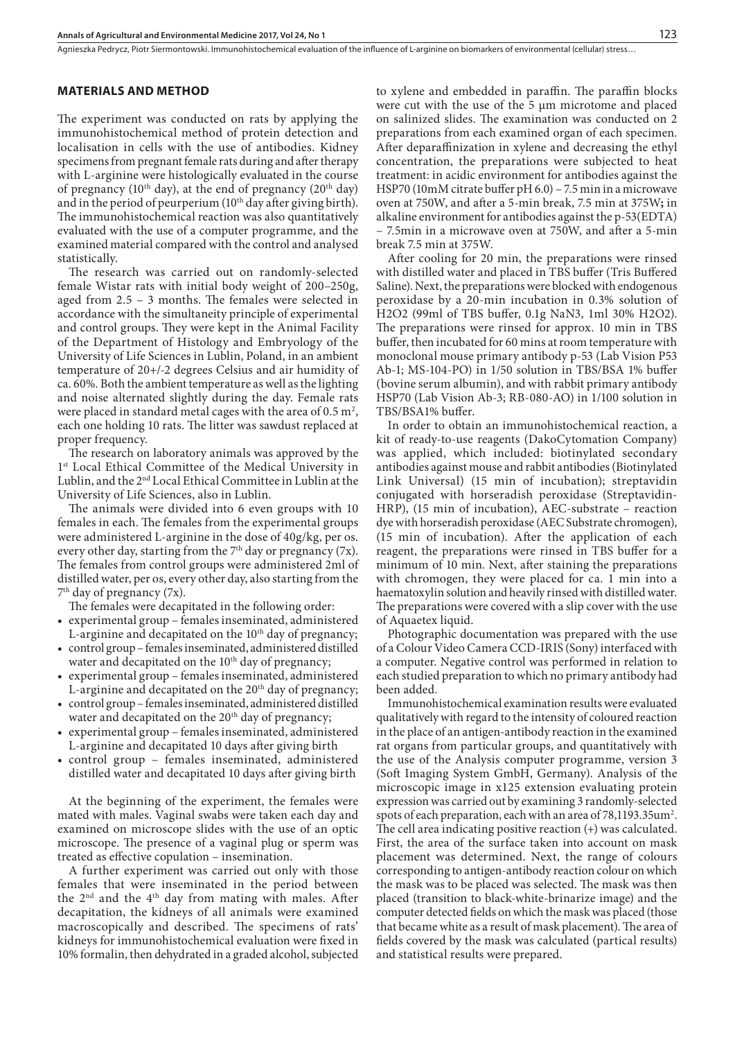## MATERIALS AND METHOD

The experiment was conducted on rats by applying the immunohistochemical method of protein detection and localisation in cells with the use of antibodies. Kidney specimens from pregnant female rats during and after therapy with L-arginine were histologically evaluated in the course of pregnancy (10th day), at the end of pregnancy (20th day) and in the period of peurperium (10th day after giving birth). The immunohistochemical reaction was also quantitatively evaluated with the use of a computer programme, and the examined material compared with the control and analysed statistically.

The research was carried out on randomly-selected female Wistar rats with initial body weight of 200–250g, aged from 2.5 – 3 months. The females were selected in accordance with the simultaneity principle of experimental and control groups. They were kept in the Animal Facility of the Department of Histology and Embryology of the University of Life Sciences in Lublin, Poland, in an ambient temperature of 20+/-2 degrees Celsius and air humidity of ca. 60%. Both the ambient temperature as well as the lighting and noise alternated slightly during the day. Female rats were placed in standard metal cages with the area of 0.5 m$^2$, each one holding 10 rats. The litter was sawdust replaced at proper frequency.

The research on laboratory animals was approved by the 1st Local Ethical Committee of the Medical University in Lublin, and the 2nd Local Ethical Committee in Lublin at the University of Life Sciences, also in Lublin.

The animals were divided into 6 even groups with 10 females in each. The females from the experimental groups were administered L-arginine in the dose of 40g/kg, per os. every other day, starting from the 7th day or pregnancy (7x). The females from control groups were administered 2ml of distilled water, per os, every other day, also starting from the 7th day of pregnancy (7x).

The females were decapitated in the following order:

- experimental group – females inseminated, administered L-arginine and decapitated on the 10th day of pregnancy;
- control group – females inseminated, administered distilled water and decapitated on the 10th day of pregnancy;
- experimental group – females inseminated, administered L-arginine and decapitated on the 20th day of pregnancy;
- control group – females inseminated, administered distilled water and decapitated on the 20th day of pregnancy;
- experimental group – females inseminated, administered L-arginine and decapitated 10 days after giving birth
- control group – females inseminated, administered distilled water and decapitated 10 days after giving birth

At the beginning of the experiment, the females were mated with males. Vaginal swabs were taken each day and examined on microscope slides with the use of an optic microscope. The presence of a vaginal plug or sperm was treated as effective copulation – insemination.

A further experiment was carried out only with those females that were inseminated in the period between the 2nd and the 4th day from mating with males. After decapitation, the kidneys of all animals were examined macroscopically and described. The specimens of rats' kidneys for immunohistochemical evaluation were fixed in 10% formalin, then dehydrated in a graded alcohol, subjected to xylene and embedded in paraffin. The paraffin blocks were cut with the use of the 5 μm microtome and placed on salinized slides. The examination was conducted on 2 preparations from each examined organ of each specimen. After deparaffinization in xylene and decreasing the ethyl concentration, the preparations were subjected to heat treatment: in acidic environment for antibodies against the HSP70 (10mM citrate buffer pH 6.0) – 7.5 min in a microwave oven at 750W, and after a 5-min break, 7.5 min at 375W**;** in alkaline environment for antibodies against the p-53(EDTA) – 7.5min in a microwave oven at 750W, and after a 5-min break 7.5 min at 375W.

After cooling for 20 min, the preparations were rinsed with distilled water and placed in TBS buffer (Tris Buffered Saline). Next, the preparations were blocked with endogenous peroxidase by a 20-min incubation in 0.3% solution of $H_2O_2$ (99ml of TBS buffer, 0.1g $NaN_3$, 1ml 30% $H_2O_2$). The preparations were rinsed for approx. 10 min in TBS buffer, then incubated for 60 mins at room temperature with monoclonal mouse primary antibody p-53 (Lab Vision P53 Ab-1; MS-104-PO) in 1/50 solution in TBS/BSA 1% buffer (bovine serum albumin), and with rabbit primary antibody HSP70 (Lab Vision Ab-3; RB-080-AO) in 1/100 solution in TBS/BSA1% buffer.

In order to obtain an immunohistochemical reaction, a kit of ready-to-use reagents (DakoCytomation Company) was applied, which included: biotinylated secondary antibodies against mouse and rabbit antibodies (Biotinylated Link Universal) (15 min of incubation); streptavidin conjugated with horseradish peroxidase (Streptavidin-HRP), (15 min of incubation), AEC-substrate – reaction dye with horseradish peroxidase (AEC Substrate chromogen), (15 min of incubation). After the application of each reagent, the preparations were rinsed in TBS buffer for a minimum of 10 min. Next, after staining the preparations with chromogen, they were placed for ca. 1 min into a haematoxylin solution and heavily rinsed with distilled water. The preparations were covered with a slip cover with the use of Aquaetex liquid.

Photographic documentation was prepared with the use of a Colour Video Camera CCD-IRIS (Sony) interfaced with a computer. Negative control was performed in relation to each studied preparation to which no primary antibody had been added.

Immunohistochemical examination results were evaluated qualitatively with regard to the intensity of coloured reaction in the place of an antigen-antibody reaction in the examined rat organs from particular groups, and quantitatively with the use of the Analysis computer programme, version 3 (Soft Imaging System GmbH, Germany). Analysis of the microscopic image in x125 extension evaluating protein expression was carried out by examining 3 randomly-selected spots of each preparation, each with an area of 78,1193.35um$^2$. The cell area indicating positive reaction (+) was calculated. First, the area of the surface taken into account on mask placement was determined. Next, the range of colours corresponding to antigen-antibody reaction colour on which the mask was to be placed was selected. The mask was then placed (transition to black-white-brinarize image) and the computer detected fields on which the mask was placed (those that became white as a result of mask placement). The area of fields covered by the mask was calculated (partical results) and statistical results were prepared.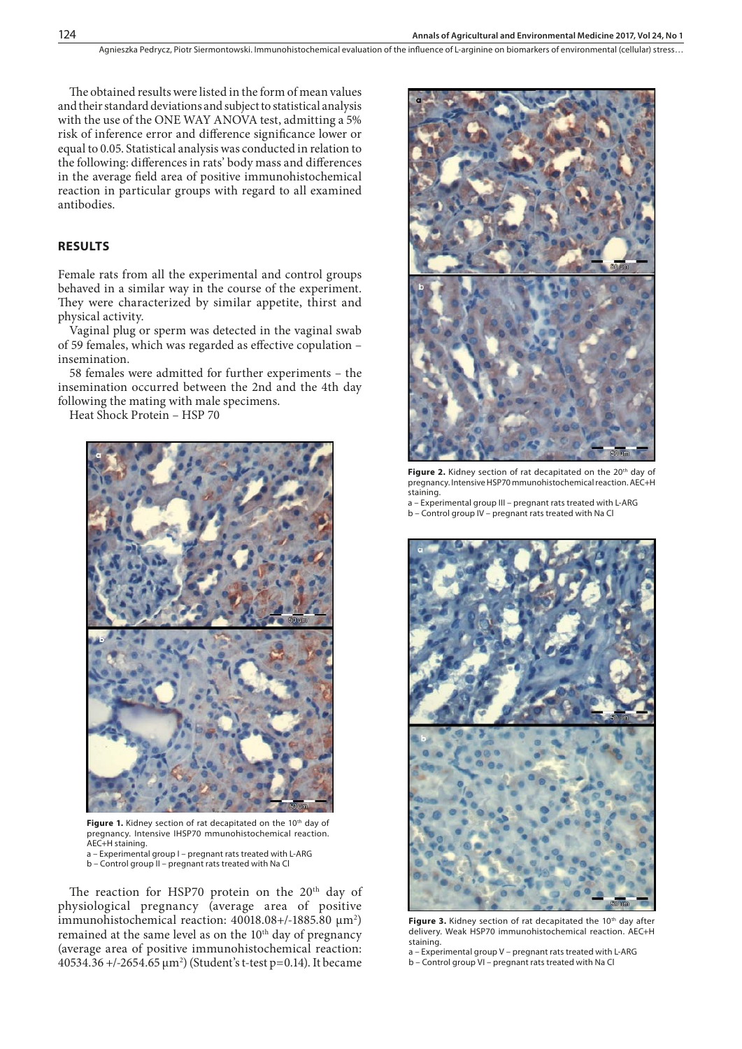The obtained results were listed in the form of mean values and their standard deviations and subject to statistical analysis with the use of the ONE WAY ANOVA test, admitting a 5% risk of inference error and difference significance lower or equal to 0.05. Statistical analysis was conducted in relation to the following: differences in rats' body mass and differences in the average field area of positive immunohistochemical reaction in particular groups with regard to all examined antibodies.

## RESULTS

Female rats from all the experimental and control groups behaved in a similar way in the course of the experiment. They were characterized by similar appetite, thirst and physical activity.

Vaginal plug or sperm was detected in the vaginal swab of 59 females, which was regarded as effective copulation – insemination.

58 females were admitted for further experiments – the insemination occurred between the 2nd and the 4th day following the mating with male specimens.

Heat Shock Protein – HSP 70

**Figure 1.** Kidney section of rat decapitated on the 10th day of pregnancy. Intensive IHSP70 mmunohistochemical reaction. AEC+H staining.
a – Experimental group I – pregnant rats treated with L-ARG
b – Control group II – pregnant rats treated with Na Cl

The reaction for HSP70 protein on the 20th day of physiological pregnancy (average area of positive immunohistochemical reaction: 40018.08+/-1885.80 μm²) remained at the same level as on the 10th day of pregnancy (average area of positive immunohistochemical reaction: 40534.36 +/-2654.65 μm²) (Student's t-test p=0.14). It became

**Figure 2.** Kidney section of rat decapitated on the 20th day of pregnancy. Intensive HSP70 mmunohistochemical reaction. AEC+H staining.
a – Experimental group III – pregnant rats treated with L-ARG
b – Control group IV – pregnant rats treated with Na Cl

**Figure 3.** Kidney section of rat decapitated the 10th day after delivery. Weak HSP70 immunohistochemical reaction. AEC+H staining.
a – Experimental group V – pregnant rats treated with L-ARG
b – Control group VI – pregnant rats treated with Na Cl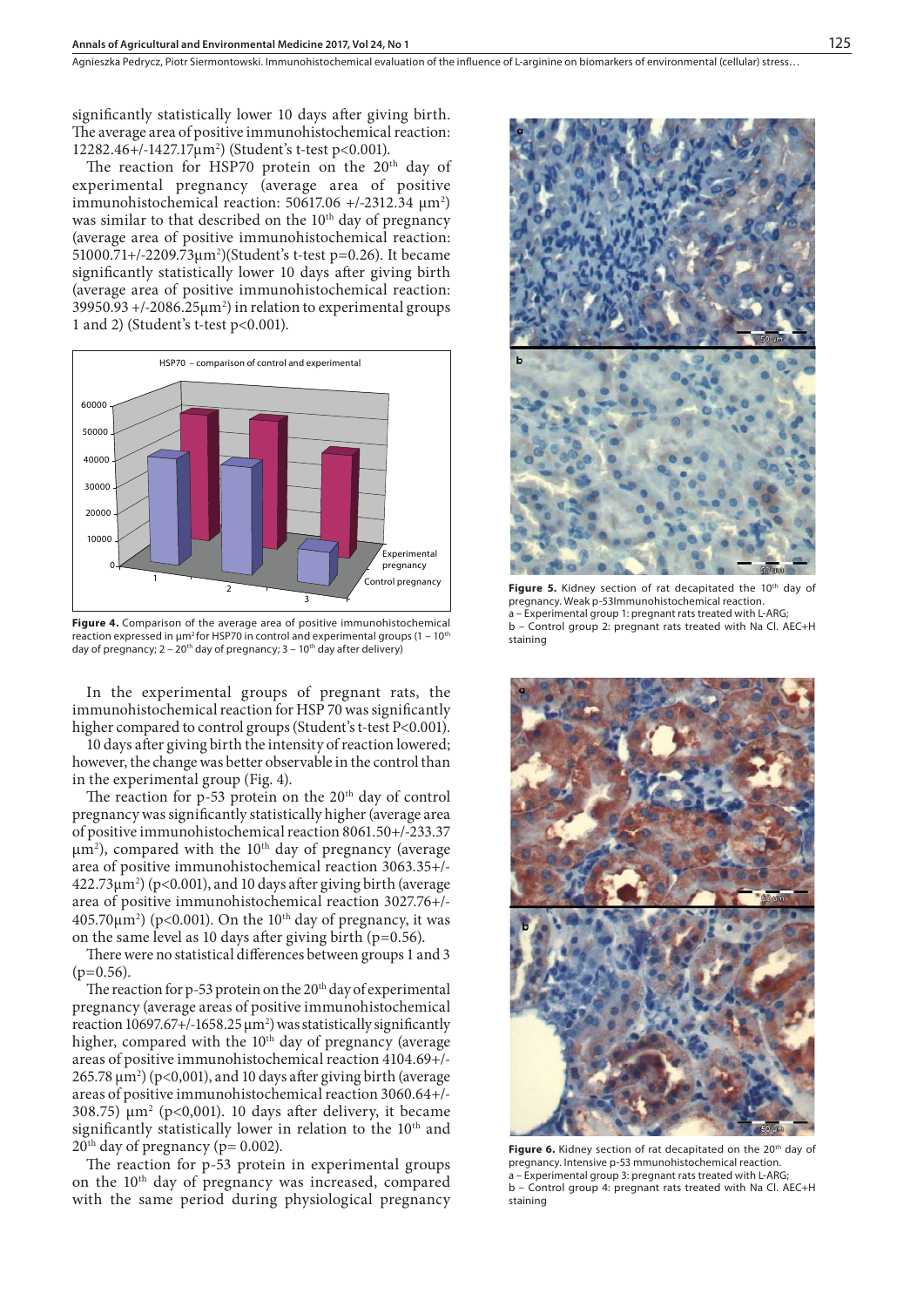significantly statistically lower 10 days after giving birth. The average area of positive immunohistochemical reaction: 12282.46+/-1427.17μm$^2$) (Student's t-test p<0.001).

The reaction for HSP70 protein on the 20[th] day of experimental pregnancy (average area of positive immunohistochemical reaction: 50617.06 +/-2312.34 μm$^2$) was similar to that described on the 10[th] day of pregnancy (average area of positive immunohistochemical reaction: 51000.71+/-2209.73μm$^2$)(Student's t-test p=0.26). It became significantly statistically lower 10 days after giving birth (average area of positive immunohistochemical reaction: 39950.93 +/-2086.25μm$^2$) in relation to experimental groups 1 and 2) (Student's t-test p<0.001).

**Figure 4.** Comparison of the average area of positive immunohistochemical reaction expressed in μm$^2$ for HSP70 in control and experimental groups (1 – 10[th] day of pregnancy; 2 – 20[th] day of pregnancy; 3 – 10[th] day after delivery)

In the experimental groups of pregnant rats, the immunohistochemical reaction for HSP 70 was significantly higher compared to control groups (Student's t-test P<0.001). 10 days after giving birth the intensity of reaction lowered; however, the change was better observable in the control than in the experimental group (Fig. 4).

The reaction for p-53 protein on the 20[th] day of control pregnancy was significantly statistically higher (average area of positive immunohistochemical reaction 8061.50+/-233.37 μm$^2$), compared with the 10[th] day of pregnancy (average area of positive immunohistochemical reaction 3063.35+/-422.73μm$^2$) (p<0.001), and 10 days after giving birth (average area of positive immunohistochemical reaction 3027.76+/-405.70μm$^2$) (p<0.001). On the 10[th] day of pregnancy, it was on the same level as 10 days after giving birth (p=0.56).

There were no statistical differences between groups 1 and 3 (p=0.56).

The reaction for p-53 protein on the 20[th] day of experimental pregnancy (average areas of positive immunohistochemical reaction 10697.67+/-1658.25 μm$^2$) was statistically significantly higher, compared with the 10[th] day of pregnancy (average areas of positive immunohistochemical reaction 4104.69+/-265.78 μm$^2$) (p<0,001), and 10 days after giving birth (average areas of positive immunohistochemical reaction 3060.64+/-308.75) μm$^2$ (p<0,001). 10 days after delivery, it became significantly statistically lower in relation to the 10[th] and 20[th] day of pregnancy (p= 0.002).

The reaction for p-53 protein in experimental groups on the 10[th] day of pregnancy was increased, compared with the same period during physiological pregnancy

**Figure 5.** Kidney section of rat decapitated the 10[th] day of pregnancy. Weak p-53Immunohistochemical reaction.
a – Experimental group 1: pregnant rats treated with L-ARG;
b – Control group 2: pregnant rats treated with Na Cl. AEC+H staining

**Figure 6.** Kidney section of rat decapitated on the 20[th] day of pregnancy. Intensive p-53 mmunohistochemical reaction.
a – Experimental group 3: pregnant rats treated with L-ARG;
b – Control group 4: pregnant rats treated with Na Cl. AEC+H staining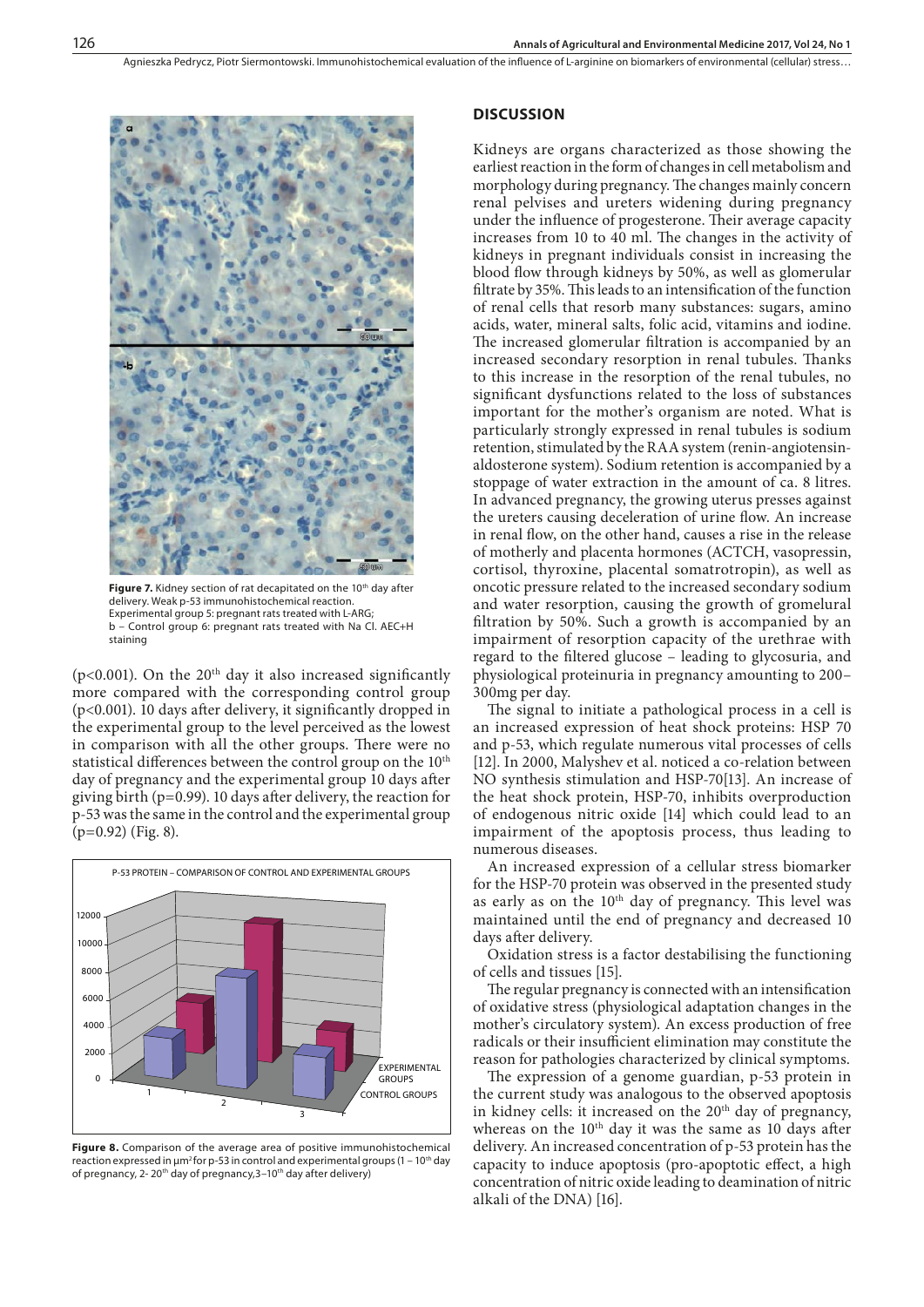**Figure 7.** Kidney section of rat decapitated on the 10th day after delivery. Weak p-53 immunohistochemical reaction. Experimental group 5: pregnant rats treated with L-ARG; b – Control group 6: pregnant rats treated with Na Cl. AEC+H staining

($p<0.001$). On the 20th day it also increased significantly more compared with the corresponding control group ($p<0.001$). 10 days after delivery, it significantly dropped in the experimental group to the level perceived as the lowest in comparison with all the other groups. There were no statistical differences between the control group on the 10th day of pregnancy and the experimental group 10 days after giving birth ($p=0.99$). 10 days after delivery, the reaction for p-53 was the same in the control and the experimental group ($p=0.92$) (Fig. 8).

**Figure 8.** Comparison of the average area of positive immunohistochemical reaction expressed in µm² for p-53 in control and experimental groups (1 – 10th day of pregnancy, 2- 20th day of pregnancy,3–10th day after delivery)

## DISCUSSION

Kidneys are organs characterized as those showing the earliest reaction in the form of changes in cell metabolism and morphology during pregnancy. The changes mainly concern renal pelvises and ureters widening during pregnancy under the influence of progesterone. Their average capacity increases from 10 to 40 ml. The changes in the activity of kidneys in pregnant individuals consist in increasing the blood flow through kidneys by 50%, as well as glomerular filtrate by 35%. This leads to an intensification of the function of renal cells that resorb many substances: sugars, amino acids, water, mineral salts, folic acid, vitamins and iodine. The increased glomerular filtration is accompanied by an increased secondary resorption in renal tubules. Thanks to this increase in the resorption of the renal tubules, no significant dysfunctions related to the loss of substances important for the mother's organism are noted. What is particularly strongly expressed in renal tubules is sodium retention, stimulated by the RAA system (renin-angiotensin-aldosterone system). Sodium retention is accompanied by a stoppage of water extraction in the amount of ca. 8 litres. In advanced pregnancy, the growing uterus presses against the ureters causing deceleration of urine flow. An increase in renal flow, on the other hand, causes a rise in the release of motherly and placenta hormones (ACTCH, vasopressin, cortisol, thyroxine, placental somatotropin), as well as oncotic pressure related to the increased secondary sodium and water resorption, causing the growth of gromelural filtration by 50%. Such a growth is accompanied by an impairment of resorption capacity of the urethrae with regard to the filtered glucose – leading to glycosuria, and physiological proteinuria in pregnancy amounting to 200–300mg per day.

The signal to initiate a pathological process in a cell is an increased expression of heat shock proteins: HSP 70 and p-53, which regulate numerous vital processes of cells [12]. In 2000, Malyshev et al. noticed a co-relation between NO synthesis stimulation and HSP-70[13]. An increase of the heat shock protein, HSP-70, inhibits overproduction of endogenous nitric oxide [14] which could lead to an impairment of the apoptosis process, thus leading to numerous diseases.

An increased expression of a cellular stress biomarker for the HSP-70 protein was observed in the presented study as early as on the 10th day of pregnancy. This level was maintained until the end of pregnancy and decreased 10 days after delivery.

Oxidation stress is a factor destabilising the functioning of cells and tissues [15].

The regular pregnancy is connected with an intensification of oxidative stress (physiological adaptation changes in the mother's circulatory system). An excess production of free radicals or their insufficient elimination may constitute the reason for pathologies characterized by clinical symptoms.

The expression of a genome guardian, p-53 protein in the current study was analogous to the observed apoptosis in kidney cells: it increased on the 20th day of pregnancy, whereas on the 10th day it was the same as 10 days after delivery. An increased concentration of p-53 protein has the capacity to induce apoptosis (pro-apoptotic effect, a high concentration of nitric oxide leading to deamination of nitric alkali of the DNA) [16].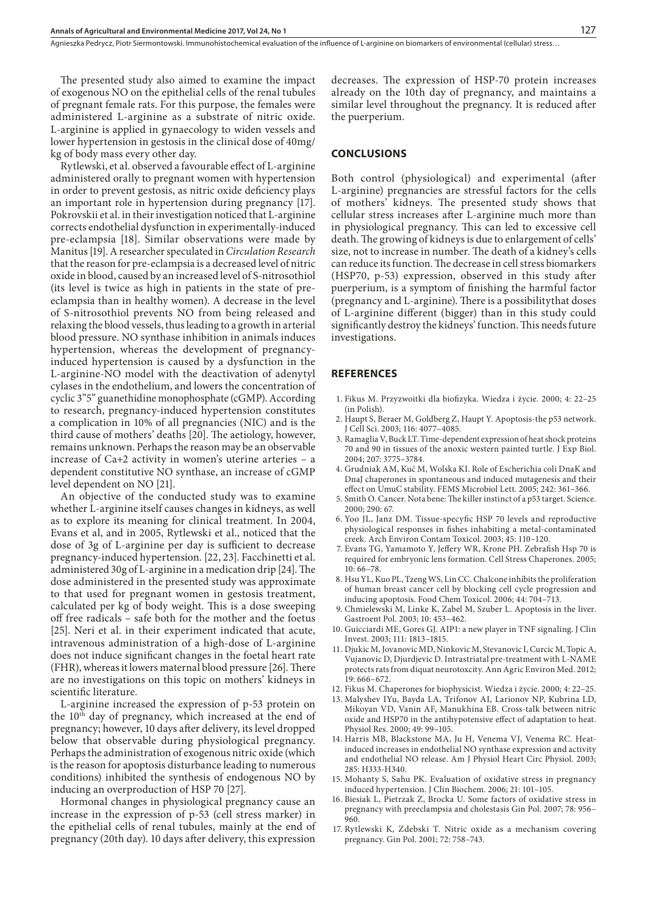The presented study also aimed to examine the impact of exogenous NO on the epithelial cells of the renal tubules of pregnant female rats. For this purpose, the females were administered L-arginine as a substrate of nitric oxide. L-arginine is applied in gynaecology to widen vessels and lower hypertension in gestosis in the clinical dose of 40mg/kg of body mass every other day.

Rytlewski, et al. observed a favourable effect of L-arginine administered orally to pregnant women with hypertension in order to prevent gestosis, as nitric oxide deficiency plays an important role in hypertension during pregnancy [17]. Pokrovskii et al. in their investigation noticed that L-arginine corrects endothelial dysfunction in experimentally-induced pre-eclampsia [18]. Similar observations were made by Manitus [19]. A researcher speculated in *Circulation Research* that the reason for pre-eclampsia is a decreased level of nitric oxide in blood, caused by an increased level of S-nitrosothiol (its level is twice as high in patients in the state of pre-eclampsia than in healthy women). A decrease in the level of S-nitrosothiol prevents NO from being released and relaxing the blood vessels, thus leading to a growth in arterial blood pressure. NO synthase inhibition in animals induces hypertension, whereas the development of pregnancy-induced hypertension is caused by a dysfunction in the L-arginine-NO model with the deactivation of adenytyl cylases in the endothelium, and lowers the concentration of cyclic 3"5" guanethidine monophosphate (cGMP). According to research, pregnancy-induced hypertension constitutes a complication in 10% of all pregnancies (NIC) and is the third cause of mothers' deaths [20]. The aetiology, however, remains unknown. Perhaps the reason may be an observable increase of Ca+2 activity in women's uterine arteries – a dependent constitutive NO synthase, an increase of cGMP level dependent on NO [21].

An objective of the conducted study was to examine whether L-arginine itself causes changes in kidneys, as well as to explore its meaning for clinical treatment. In 2004, Evans et al, and in 2005, Rytlewski et al., noticed that the dose of 3g of L-arginine per day is sufficient to decrease pregnancy-induced hypertension. [22, 23]. Facchinetti et al. administered 30g of L-arginine in a medication drip [24]. The dose administered in the presented study was approximate to that used for pregnant women in gestosis treatment, calculated per kg of body weight. This is a dose sweeping off free radicals – safe both for the mother and the foetus [25]. Neri et al. in their experiment indicated that acute, intravenous administration of a high-dose of L-arginine does not induce significant changes in the foetal heart rate (FHR), whereas it lowers maternal blood pressure [26]. There are no investigations on this topic on mothers' kidneys in scientific literature.

L-arginine increased the expression of p-53 protein on the 10[th] day of pregnancy, which increased at the end of pregnancy; however, 10 days after delivery, its level dropped below that observable during physiological pregnancy. Perhaps the administration of exogenous nitric oxide (which is the reason for apoptosis disturbance leading to numerous conditions) inhibited the synthesis of endogenous NO by inducing an overproduction of HSP 70 [27].

Hormonal changes in physiological pregnancy cause an increase in the expression of p-53 (cell stress marker) in the epithelial cells of renal tubules, mainly at the end of pregnancy (20th day). 10 days after delivery, this expression decreases. The expression of HSP-70 protein increases already on the 10th day of pregnancy, and maintains a similar level throughout the pregnancy. It is reduced after the puerperium.

## CONCLUSIONS

Both control (physiological) and experimental (after L-arginine) pregnancies are stressful factors for the cells of mothers' kidneys. The presented study shows that cellular stress increases after L-arginine much more than in physiological pregnancy. This can led to excessive cell death. The growing of kidneys is due to enlargement of cells' size, not to increase in number. The death of a kidney's cells can reduce its function. The decrease in cell stress biomarkers (HSP70, p-53) expression, observed in this study after puerperium, is a symptom of finishing the harmful factor (pregnancy and L-arginine). There is a possibilitythat doses of L-arginine different (bigger) than in this study could significantly destroy the kidneys' function. This needs future investigations.

## REFERENCES

1. Fikus M. Przyzwoitki dla biofizyka. Wiedza i życie. 2000; 4: 22–25 (in Polish).
2. Haupt S, Beraer M, Goldberg Z, Haupt Y. Apoptosis-the p53 network. J Cell Sci. 2003; 116: 4077–4085.
3. Ramaglia V, Buck LT. Time-dependent expression of heat shock proteins 70 and 90 in tissues of the anoxic western painted turtle. J Exp Biol. 2004; 207: 3775–3784.
4. Grudniak AM, Kuć M, Wolska KI. Role of Escherichia coli DnaK and DnaJ chaperones in spontaneous and induced mutagenesis and their effect on UmuC stability. FEMS Microbiol Lett. 2005; 242: 361–366.
5. Smith O. Cancer. Nota bene: The killer instinct of a p53 target. Science. 2000; 290: 67.
6. Yoo JL, Janz DM. Tissue-specyfic HSP 70 levels and reproductive physiological responses in fishes inhabiting a metal-contaminated creek. Arch Environ Contam Toxicol. 2003; 45: 110–120.
7. Evans TG, Yamamoto Y, Jeffery WR, Krone PH. Zebrafish Hsp 70 is required for embryonic lens formation. Cell Stress Chaperones. 2005; 10: 66–78.
8. Hsu YL, Kuo PL, Tzeng WS, Lin CC. Chalcone inhibits the proliferation of human breast cancer cell by blocking cell cycle progression and inducing apoptosis. Food Chem Toxicol. 2006; 44: 704–713.
9. Chmielewski M, Linke K, Zabel M, Szuber L. Apoptosis in the liver. Gastroent Pol. 2003; 10: 453–462.
10. Guicciardi ME, Gores GJ. AIP1: a new player in TNF signaling. J Clin Invest. 2003; 111: 1813–1815.
11. Djukic M, Jovanovic MD, Ninkovic M, Stevanovic I, Curcic M, Topic A, Vujanovic D, Djurdjevic D. Intrastriatal pre-treatment with L-NAME protects rats from diquat neurotoxcity. Ann Agric Environ Med. 2012; 19: 666–672.
12. Fikus M. Chaperones for biophysicist. Wiedza i życie. 2000; 4: 22–25.
13. Malyshev IYu, Bayda LA, Trifonov AI, Larionov NP, Kubrina LD, Mikoyan VD, Vanin AF, Manukhina EB. Cross-talk between nitric oxide and HSP70 in the antihypotensive effect of adaptation to heat. Physiol Res. 2000; 49: 99–105.
14. Harris MB, Blackstone MA, Ju H, Venema VJ, Venema RC. Heat-induced increases in endothelial NO synthase expression and activity and endothelial NO release. Am J Physiol Heart Circ Physiol. 2003; 285: H333-H340.
15. Mohanty S, Sahu PK. Evaluation of oxidative stress in pregnancy induced hypertension. J Clin Biochem. 2006; 21: 101–105.
16. Biesiak L, Pietrzak Z, Brocka U. Some factors of oxidative stress in pregnancy with preeclampsia and cholestasis Gin Pol. 2007; 78: 956–960.
17. Rytlewski K, Zdebski T. Nitric oxide as a mechanism covering pregnancy. Gin Pol. 2001; 72: 758–743.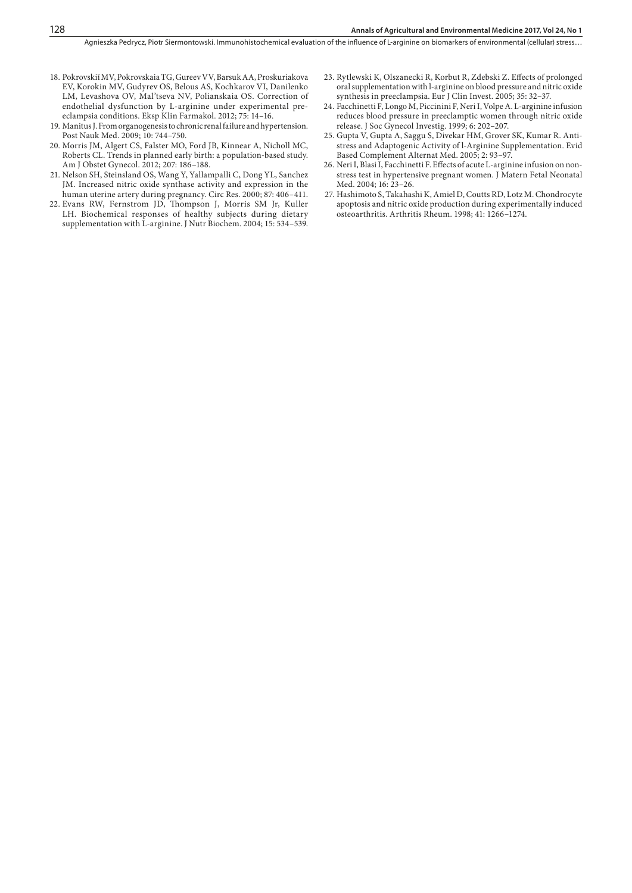18. Pokrovskiĭ MV, Pokrovskaia TG, Gureev VV, Barsuk AA, Proskuriakova EV, Korokin MV, Gudyrev OS, Belous AS, Kochkarov VI, Danilenko LM, Levashova OV, Mal'tseva NV, Polianskaia OS. Correction of endothelial dysfunction by L-arginine under experimental pre-eclampsia conditions. Eksp Klin Farmakol. 2012; 75: 14–16.
19. Manitus J. From organogenesis to chronic renal failure and hypertension. Post Nauk Med. 2009; 10: 744–750.
20. Morris JM, Algert CS, Falster MO, Ford JB, Kinnear A, Nicholl MC, Roberts CL. Trends in planned early birth: a population-based study. Am J Obstet Gynecol. 2012; 207: 186–188.
21. Nelson SH, Steinsland OS, Wang Y, Yallampalli C, Dong YL, Sanchez JM. Increased nitric oxide synthase activity and expression in the human uterine artery during pregnancy. Circ Res. 2000; 87: 406–411.
22. Evans RW, Fernstrom JD, Thompson J, Morris SM Jr, Kuller LH. Biochemical responses of healthy subjects during dietary supplementation with L-arginine. J Nutr Biochem. 2004; 15: 534–539.
23. Rytlewski K, Olszanecki R, Korbut R, Zdebski Z. Effects of prolonged oral supplementation with l-arginine on blood pressure and nitric oxide synthesis in preeclampsia. Eur J Clin Invest. 2005; 35: 32–37.
24. Facchinetti F, Longo M, Piccinini F, Neri I, Volpe A. L-arginine infusion reduces blood pressure in preeclamptic women through nitric oxide release. J Soc Gynecol Investig. 1999; 6: 202–207.
25. Gupta V, Gupta A, Saggu S, Divekar HM, Grover SK, Kumar R. Anti-stress and Adaptogenic Activity of l-Arginine Supplementation. Evid Based Complement Alternat Med. 2005; 2: 93–97.
26. Neri I, Blasi I, Facchinetti F. Effects of acute L-arginine infusion on non-stress test in hypertensive pregnant women. J Matern Fetal Neonatal Med. 2004; 16: 23–26.
27. Hashimoto S, Takahashi K, Amiel D, Coutts RD, Lotz M. Chondrocyte apoptosis and nitric oxide production during experimentally induced osteoarthritis. Arthritis Rheum. 1998; 41: 1266–1274.